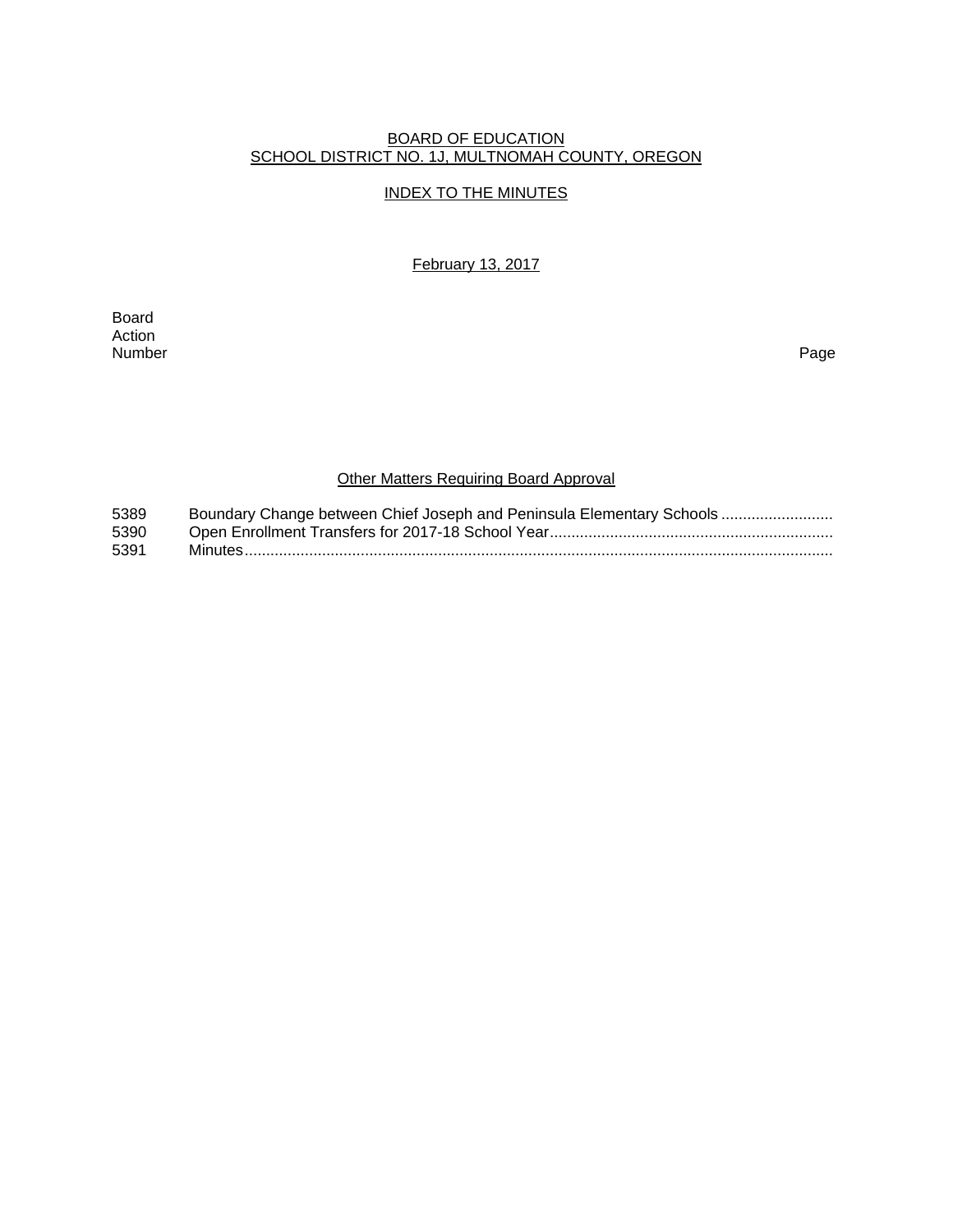# BOARD OF EDUCATION
## SCHOOL DISTRICT NO. 1J, MULTNOMAH COUNTY, OREGON

### INDEX TO THE MINUTES

February 13, 2017

| Board Action Number | | Page |
|---|---|---|
| | **Other Matters Requiring Board Approval** | |
| 5389 | Boundary Change between Chief Joseph and Peninsula Elementary Schools .......................... | |
| 5390 | Open Enrollment Transfers for 2017-18 School Year.................................................................. | |
| 5391 | Minutes.......................................................................................................................................... | |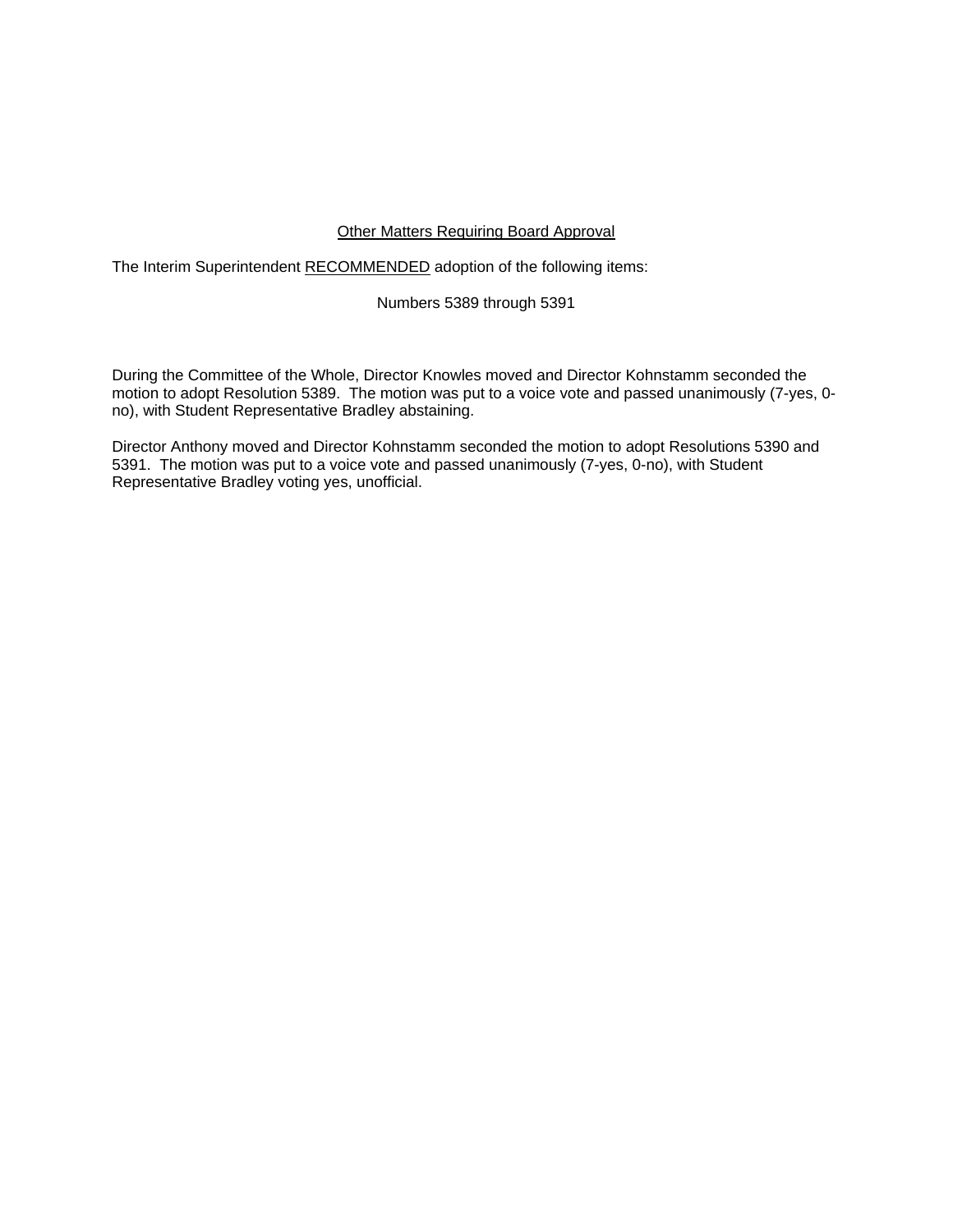## Other Matters Requiring Board Approval

The Interim Superintendent RECOMMENDED adoption of the following items:

Numbers 5389 through 5391

During the Committee of the Whole, Director Knowles moved and Director Kohnstamm seconded the motion to adopt Resolution 5389. The motion was put to a voice vote and passed unanimously (7-yes, 0-no), with Student Representative Bradley abstaining.

Director Anthony moved and Director Kohnstamm seconded the motion to adopt Resolutions 5390 and 5391. The motion was put to a voice vote and passed unanimously (7-yes, 0-no), with Student Representative Bradley voting yes, unofficial.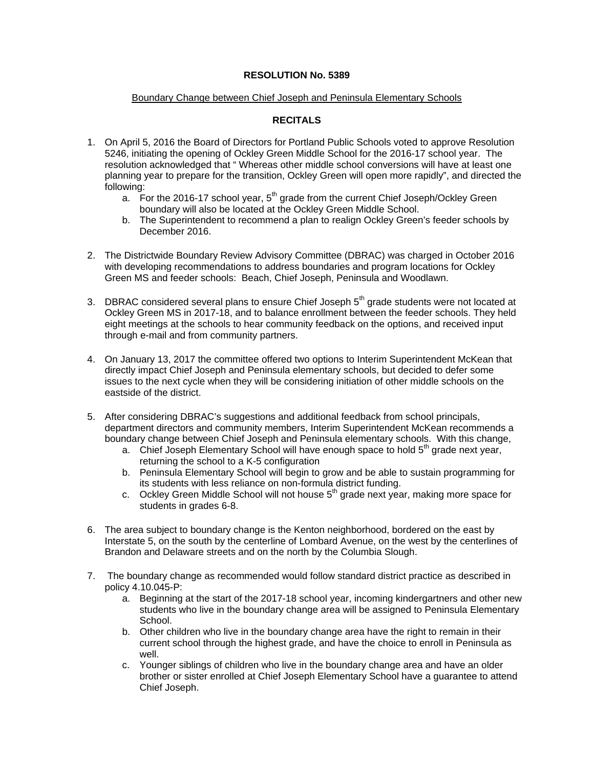**RESOLUTION No. 5389**

Boundary Change between Chief Joseph and Peninsula Elementary Schools

**RECITALS**

1. On April 5, 2016 the Board of Directors for Portland Public Schools voted to approve Resolution 5246, initiating the opening of Ockley Green Middle School for the 2016-17 school year. The resolution acknowledged that " Whereas other middle school conversions will have at least one planning year to prepare for the transition, Ockley Green will open more rapidly", and directed the following:
   a. For the 2016-17 school year, 5th grade from the current Chief Joseph/Ockley Green boundary will also be located at the Ockley Green Middle School.
   b. The Superintendent to recommend a plan to realign Ockley Green's feeder schools by December 2016.

2. The Districtwide Boundary Review Advisory Committee (DBRAC) was charged in October 2016 with developing recommendations to address boundaries and program locations for Ockley Green MS and feeder schools: Beach, Chief Joseph, Peninsula and Woodlawn.

3. DBRAC considered several plans to ensure Chief Joseph 5th grade students were not located at Ockley Green MS in 2017-18, and to balance enrollment between the feeder schools. They held eight meetings at the schools to hear community feedback on the options, and received input through e-mail and from community partners.

4. On January 13, 2017 the committee offered two options to Interim Superintendent McKean that directly impact Chief Joseph and Peninsula elementary schools, but decided to defer some issues to the next cycle when they will be considering initiation of other middle schools on the eastside of the district.

5. After considering DBRAC's suggestions and additional feedback from school principals, department directors and community members, Interim Superintendent McKean recommends a boundary change between Chief Joseph and Peninsula elementary schools. With this change,
   a. Chief Joseph Elementary School will have enough space to hold 5th grade next year, returning the school to a K-5 configuration
   b. Peninsula Elementary School will begin to grow and be able to sustain programming for its students with less reliance on non-formula district funding.
   c. Ockley Green Middle School will not house 5th grade next year, making more space for students in grades 6-8.

6. The area subject to boundary change is the Kenton neighborhood, bordered on the east by Interstate 5, on the south by the centerline of Lombard Avenue, on the west by the centerlines of Brandon and Delaware streets and on the north by the Columbia Slough.

7. The boundary change as recommended would follow standard district practice as described in policy 4.10.045-P:
   a. Beginning at the start of the 2017-18 school year, incoming kindergartners and other new students who live in the boundary change area will be assigned to Peninsula Elementary School.
   b. Other children who live in the boundary change area have the right to remain in their current school through the highest grade, and have the choice to enroll in Peninsula as well.
   c. Younger siblings of children who live in the boundary change area and have an older brother or sister enrolled at Chief Joseph Elementary School have a guarantee to attend Chief Joseph.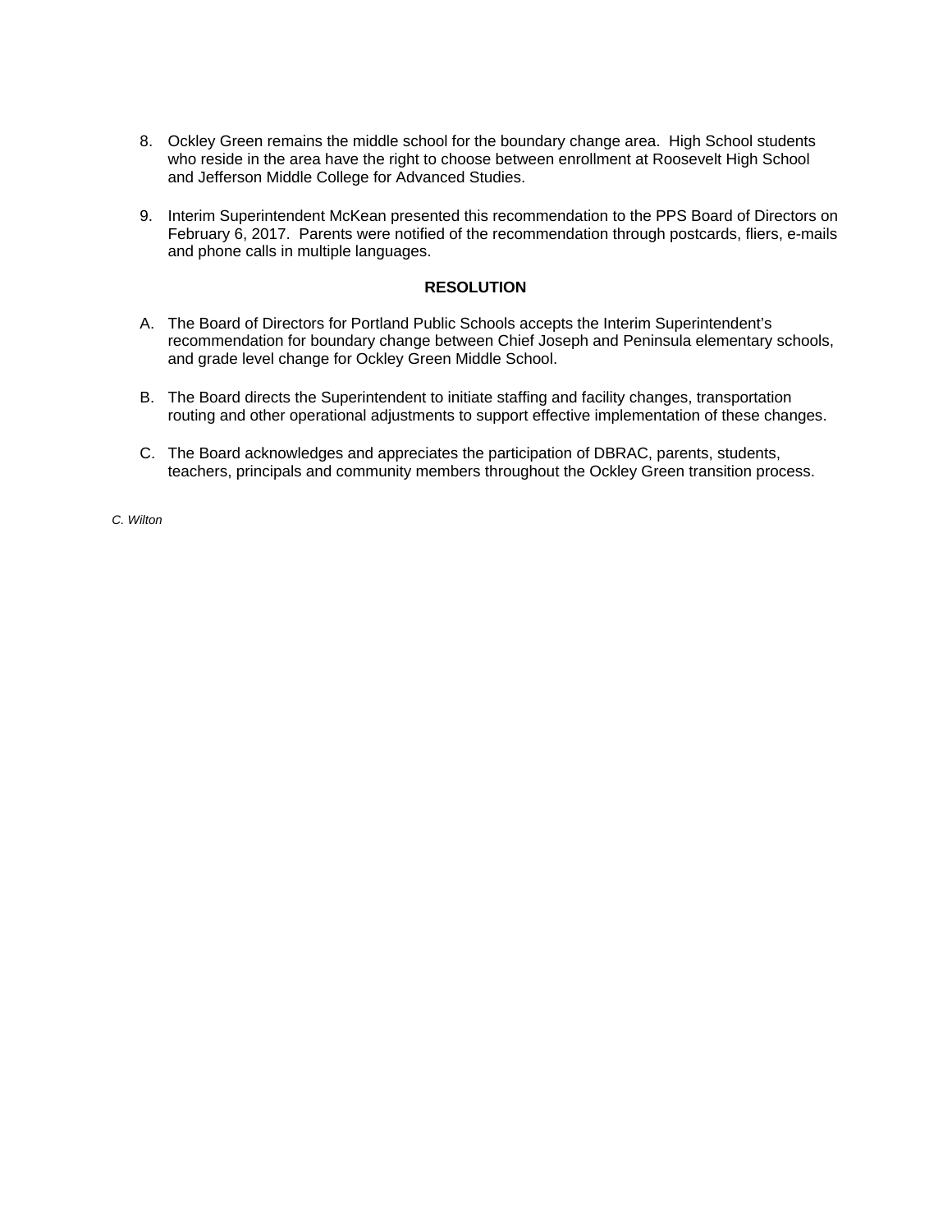8. Ockley Green remains the middle school for the boundary change area. High School students who reside in the area have the right to choose between enrollment at Roosevelt High School and Jefferson Middle College for Advanced Studies.

9. Interim Superintendent McKean presented this recommendation to the PPS Board of Directors on February 6, 2017. Parents were notified of the recommendation through postcards, fliers, e-mails and phone calls in multiple languages.

**RESOLUTION**

A. The Board of Directors for Portland Public Schools accepts the Interim Superintendent's recommendation for boundary change between Chief Joseph and Peninsula elementary schools, and grade level change for Ockley Green Middle School.

B. The Board directs the Superintendent to initiate staffing and facility changes, transportation routing and other operational adjustments to support effective implementation of these changes.

C. The Board acknowledges and appreciates the participation of DBRAC, parents, students, teachers, principals and community members throughout the Ockley Green transition process.

*C. Wilton*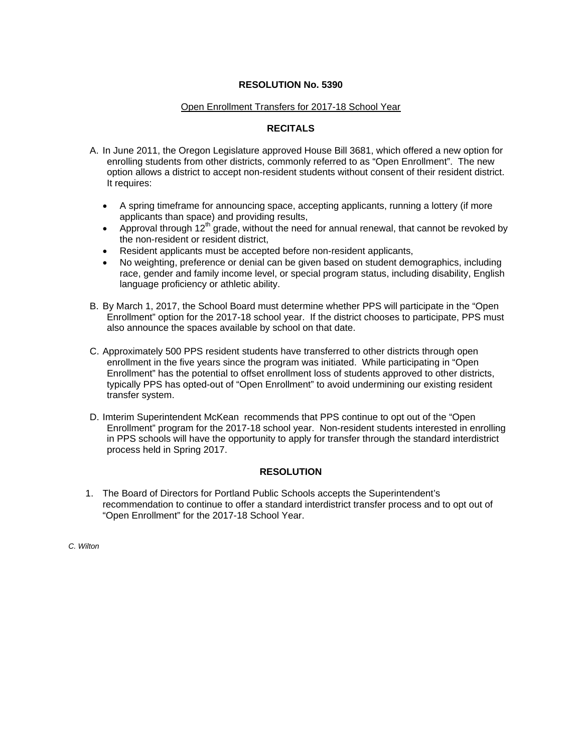**RESOLUTION No. 5390**

Open Enrollment Transfers for 2017-18 School Year

**RECITALS**

A. In June 2011, the Oregon Legislature approved House Bill 3681, which offered a new option for enrolling students from other districts, commonly referred to as "Open Enrollment". The new option allows a district to accept non-resident students without consent of their resident district. It requires:

- A spring timeframe for announcing space, accepting applicants, running a lottery (if more applicants than space) and providing results,
- Approval through 12th grade, without the need for annual renewal, that cannot be revoked by the non-resident or resident district,
- Resident applicants must be accepted before non-resident applicants,
- No weighting, preference or denial can be given based on student demographics, including race, gender and family income level, or special program status, including disability, English language proficiency or athletic ability.

B. By March 1, 2017, the School Board must determine whether PPS will participate in the "Open Enrollment" option for the 2017-18 school year. If the district chooses to participate, PPS must also announce the spaces available by school on that date.

C. Approximately 500 PPS resident students have transferred to other districts through open enrollment in the five years since the program was initiated. While participating in "Open Enrollment" has the potential to offset enrollment loss of students approved to other districts, typically PPS has opted-out of "Open Enrollment" to avoid undermining our existing resident transfer system.

D. Imterim Superintendent McKean recommends that PPS continue to opt out of the "Open Enrollment" program for the 2017-18 school year. Non-resident students interested in enrolling in PPS schools will have the opportunity to apply for transfer through the standard interdistrict process held in Spring 2017.

**RESOLUTION**

1. The Board of Directors for Portland Public Schools accepts the Superintendent's recommendation to continue to offer a standard interdistrict transfer process and to opt out of "Open Enrollment" for the 2017-18 School Year.

*C. Wilton*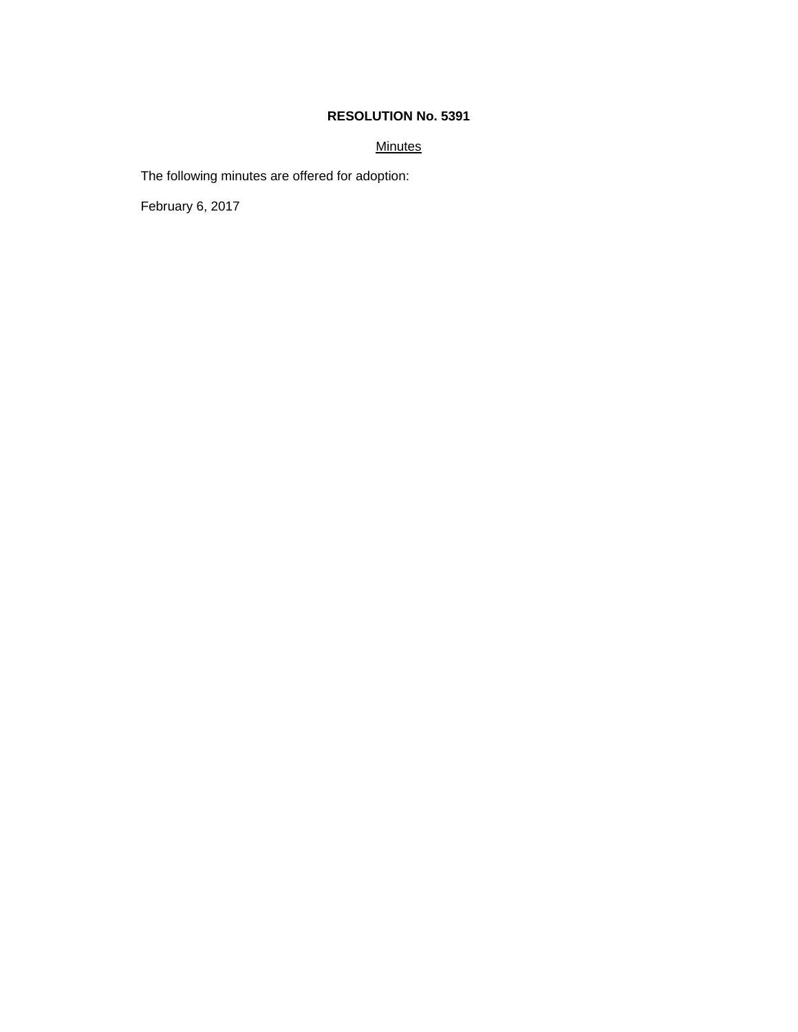**RESOLUTION No. 5391**

Minutes

The following minutes are offered for adoption:

February 6, 2017